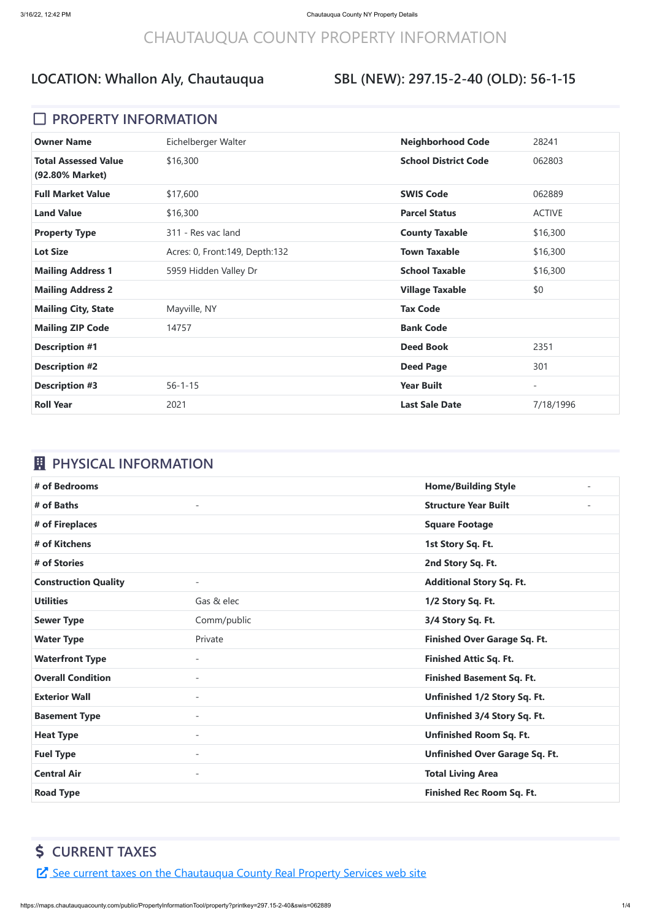# CHAUTAUQUA COUNTY PROPERTY INFORMATION

## LOCATION: Whallon Aly, Chautauqua

## SBL (NEW): 297.15-2-40 (OLD): 56-1-15

## PROPERTY INFORMATION

| | | | |
|---|---|---|---|
| **Owner Name** | Eichelberger Walter | **Neighborhood Code** | 28241 |
| **Total Assessed Value (92.80% Market)** | $16,300 | **School District Code** | 062803 |
| **Full Market Value** | $17,600 | **SWIS Code** | 062889 |
| **Land Value** | $16,300 | **Parcel Status** | ACTIVE |
| **Property Type** | 311 - Res vac land | **County Taxable** | $16,300 |
| **Lot Size** | Acres: 0, Front:149, Depth:132 | **Town Taxable** | $16,300 |
| **Mailing Address 1** | 5959 Hidden Valley Dr | **School Taxable** | $16,300 |
| **Mailing Address 2** | | **Village Taxable** | $0 |
| **Mailing City, State** | Mayville, NY | **Tax Code** | |
| **Mailing ZIP Code** | 14757 | **Bank Code** | |
| **Description #1** | | **Deed Book** | 2351 |
| **Description #2** | | **Deed Page** | 301 |
| **Description #3** | 56-1-15 | **Year Built** | - |
| **Roll Year** | 2021 | **Last Sale Date** | 7/18/1996 |

## PHYSICAL INFORMATION

| | | | |
|---|---|---|---|
| **# of Bedrooms** | | **Home/Building Style** | - |
| **# of Baths** | - | **Structure Year Built** | - |
| **# of Fireplaces** | | **Square Footage** | |
| **# of Kitchens** | | **1st Story Sq. Ft.** | |
| **# of Stories** | | **2nd Story Sq. Ft.** | |
| **Construction Quality** | - | **Additional Story Sq. Ft.** | |
| **Utilities** | Gas & elec | **1/2 Story Sq. Ft.** | |
| **Sewer Type** | Comm/public | **3/4 Story Sq. Ft.** | |
| **Water Type** | Private | **Finished Over Garage Sq. Ft.** | |
| **Waterfront Type** | - | **Finished Attic Sq. Ft.** | |
| **Overall Condition** | - | **Finished Basement Sq. Ft.** | |
| **Exterior Wall** | - | **Unfinished 1/2 Story Sq. Ft.** | |
| **Basement Type** | - | **Unfinished 3/4 Story Sq. Ft.** | |
| **Heat Type** | - | **Unfinished Room Sq. Ft.** | |
| **Fuel Type** | - | **Unfinished Over Garage Sq. Ft.** | |
| **Central Air** | - | **Total Living Area** | |
| **Road Type** | | **Finished Rec Room Sq. Ft.** | |

## $ CURRENT TAXES

See current taxes on the Chautauqua County Real Property Services web site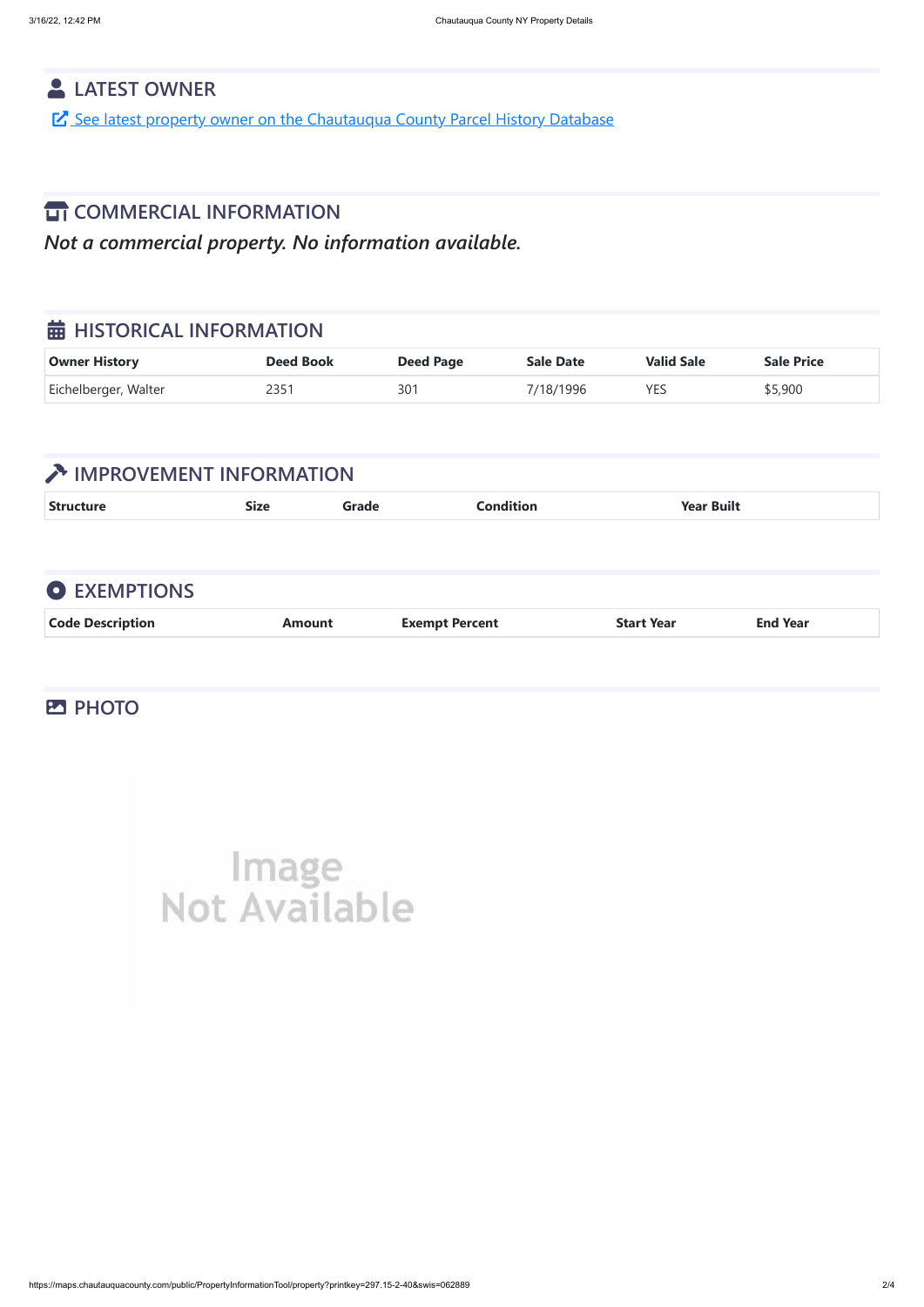## LATEST OWNER

See latest property owner on the Chautauqua County Parcel History Database

## COMMERCIAL INFORMATION

*Not a commercial property. No information available.*

## HISTORICAL INFORMATION

| Owner History | Deed Book | Deed Page | Sale Date | Valid Sale | Sale Price |
|---|---|---|---|---|---|
| Eichelberger, Walter | 2351 | 301 | 7/18/1996 | YES | $5,900 |

## IMPROVEMENT INFORMATION

| Structure | Size | Grade | Condition | Year Built |
|---|---|---|---|---|

## EXEMPTIONS

| Code Description | Amount | Exempt Percent | Start Year | End Year |
|---|---|---|---|---|

## PHOTO

Image Not Available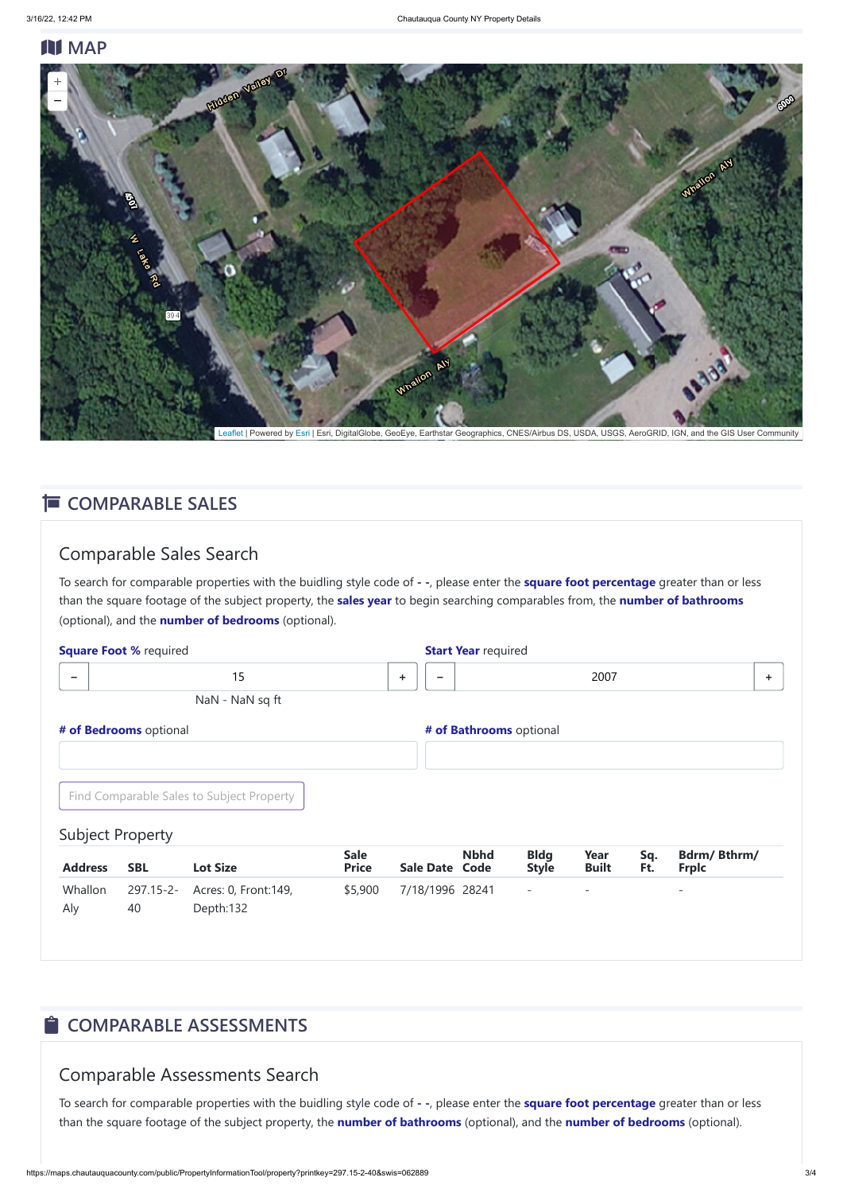## MAP

Leaflet | Powered by Esri | Esri, DigitalGlobe, GeoEye, Earthstar Geographics, CNES/Airbus DS, USDA, USGS, AEROGRID, IGN, and the GIS User Community

## COMPARABLE SALES

### Comparable Sales Search

To search for comparable properties with the buidling style code of **- -**, please enter the **square foot percentage** greater than or less than the square footage of the subject property, the **sales year** to begin searching comparables from, the **number of bathrooms** (optional), and the **number of bedrooms** (optional).

**Square Foot %** required

15

NaN - NaN sq ft

**Start Year** required

2007

**# of Bedrooms** optional

**# of Bathrooms** optional

Find Comparable Sales to Subject Property

### Subject Property

| Address | SBL | Lot Size | Sale Price | Sale Date | Nbhd Code | Bldg Style | Year Built | Sq. Ft. | Bdrm/ Bthrm/ Frplc |
|---|---|---|---|---|---|---|---|---|---|
| Whallon Aly | 297.15-2-40 | Acres: 0, Front:149, Depth:132 | $5,900 | 7/18/1996 | 28241 | - | - | | - |

## COMPARABLE ASSESSMENTS

### Comparable Assessments Search

To search for comparable properties with the buidling style code of **- -**, please enter the **square foot percentage** greater than or less than the square footage of the subject property, the **number of bathrooms** (optional), and the **number of bedrooms** (optional).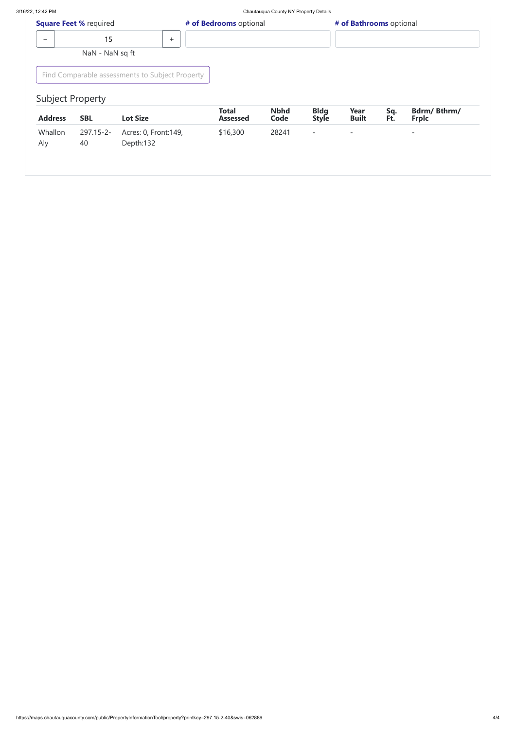**Square Feet %** required

| − | 15 | + |
|---|---|---|

NaN - NaN sq ft

**# of Bedrooms** optional

**# of Bathrooms** optional

Find Comparable assessments to Subject Property

## Subject Property

| Address | SBL | Lot Size | Total Assessed | Nbhd Code | Bldg Style | Year Built | Sq. Ft. | Bdrm/ Bthrm/ Frplc |
|---|---|---|---|---|---|---|---|---|
| Whallon Aly | 297.15-2-40 | Acres: 0, Front:149, Depth:132 | $16,300 | 28241 | - | - | | - |